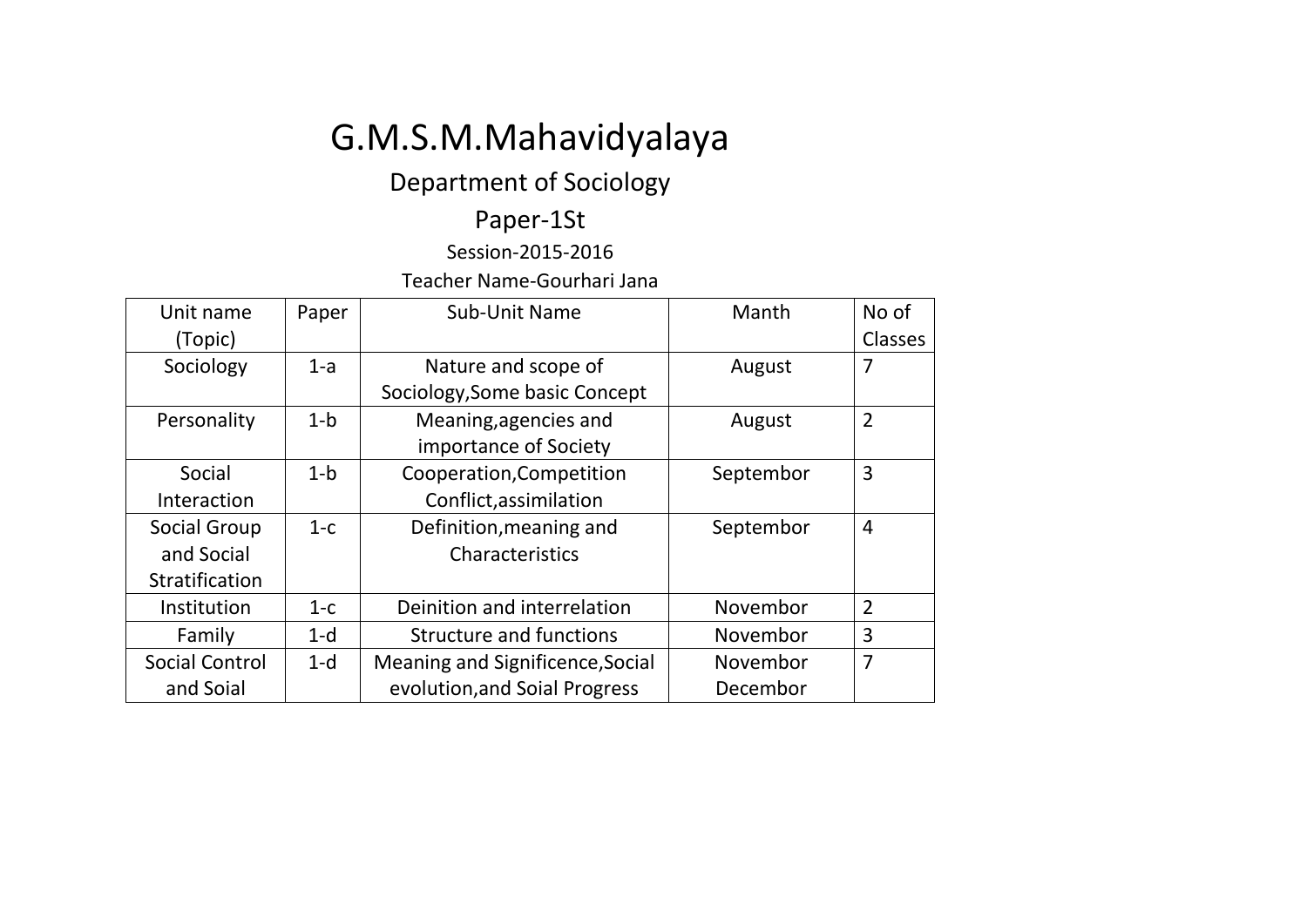# G.M.S.M.Mahavidyalaya

## Department of Sociology

### Paper-1St

Session-2015-2016

Teacher Name-Gourhari Jana

| Unit name (Topic) | Paper | Sub-Unit Name | Manth | No of Classes |
|---|---|---|---|---|
| Sociology | 1-a | Nature and scope of Sociology,Some basic Concept | August | 7 |
| Personality | 1-b | Meaning,agencies and importance of Society | August | 2 |
| Social Interaction | 1-b | Cooperation,Competition Conflict,assimilation | Septembor | 3 |
| Social Group and Social Stratification | 1-c | Definition,meaning and Characteristics | Septembor | 4 |
| Institution | 1-c | Deinition and interrelation | Novembor | 2 |
| Family | 1-d | Structure and functions | Novembor | 3 |
| Social Control and Soial | 1-d | Meaning and Significence,Social evolution,and Soial Progress | Novembor Decembor | 7 |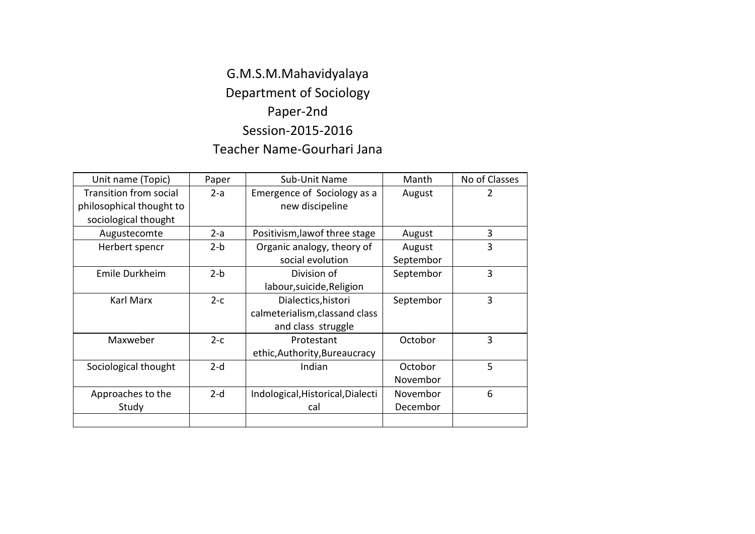# G.M.S.M.Mahavidyalaya

## Department of Sociology

## Paper-2nd

## Session-2015-2016

## Teacher Name-Gourhari Jana

| Unit name (Topic) | Paper | Sub-Unit Name | Manth | No of Classes |
|---|---|---|---|---|
| Transition from social philosophical thought to sociological thought | 2-a | Emergence of Sociology as a new discipeline | August | 2 |
| Augustecomte | 2-a | Positivism,lawof three stage | August | 3 |
| Herbert spencr | 2-b | Organic analogy, theory of social evolution | August Septembor | 3 |
| Emile Durkheim | 2-b | Division of labour,suicide,Religion | Septembor | 3 |
| Karl Marx | 2-c | Dialectics,histori calmeterialism,classand class and class struggle | Septembor | 3 |
| Maxweber | 2-c | Protestant ethic,Authority,Bureaucracy | Octobor | 3 |
| Sociological thought | 2-d | Indian | Octobor Novembor | 5 |
| Approaches to the Study | 2-d | Indological,Historical,Dialectical | Novembor Decembor | 6 |
| | | | | |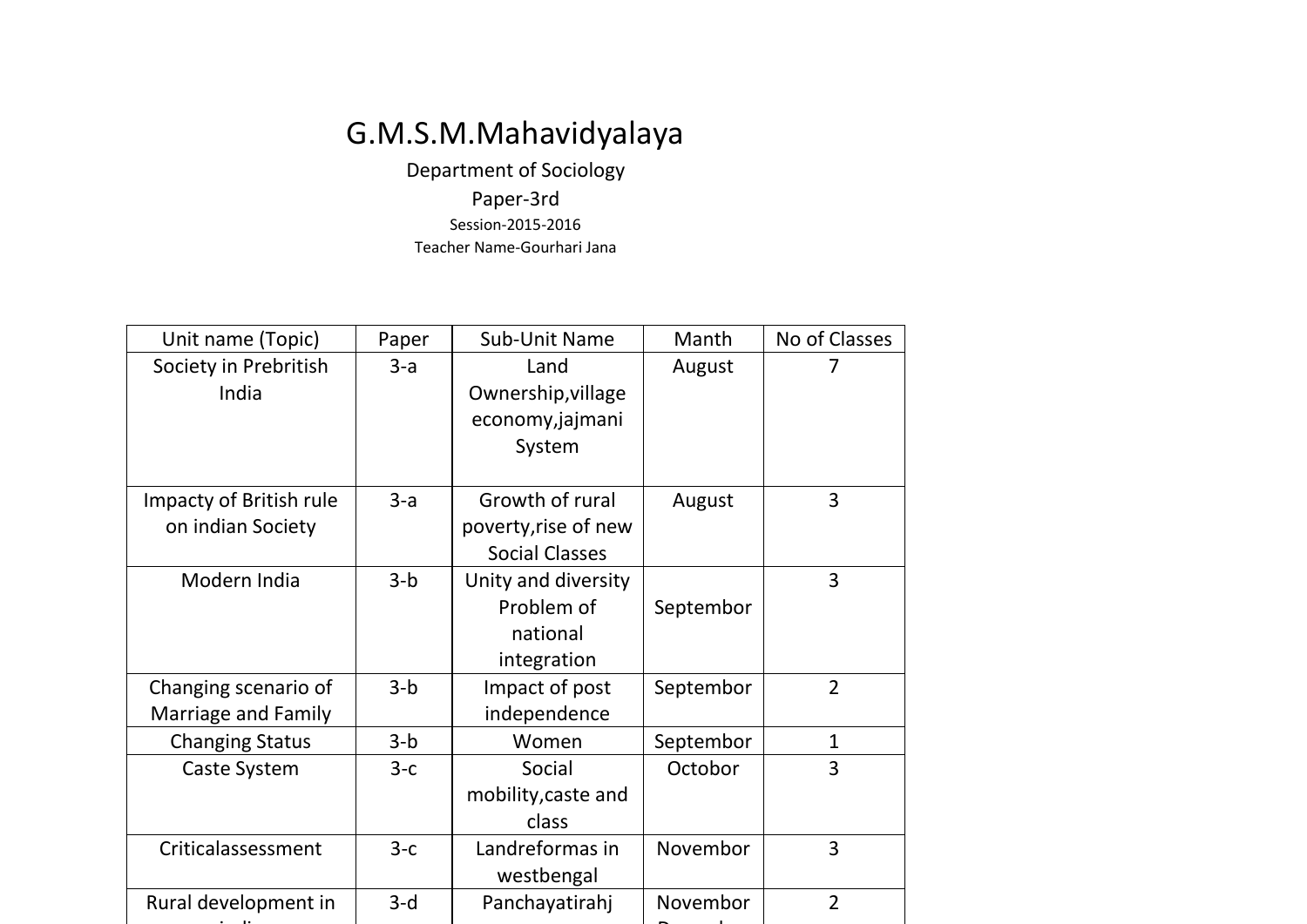# G.M.S.M.Mahavidyalaya

Department of Sociology

Paper-3rd

Session-2015-2016

Teacher Name-Gourhari Jana

| Unit name (Topic) | Paper | Sub-Unit Name | Manth | No of Classes |
|---|---|---|---|---|
| Society in Prebritish India | 3-a | Land Ownership,village economy,jajmani System | August | 7 |
| Impacty of British rule on indian Society | 3-a | Growth of rural poverty,rise of new Social Classes | August | 3 |
| Modern India | 3-b | Unity and diversity Problem of national integration | Septembor | 3 |
| Changing scenario of Marriage and Family | 3-b | Impact of post independence | Septembor | 2 |
| Changing Status | 3-b | Women | Septembor | 1 |
| Caste System | 3-c | Social mobility,caste and class | Octobor | 3 |
| Criticalassessment | 3-c | Landreformas in westbengal | Novembor | 3 |
| Rural development in india | 3-d | Panchayatirahj | Novembor Decembor | 2 |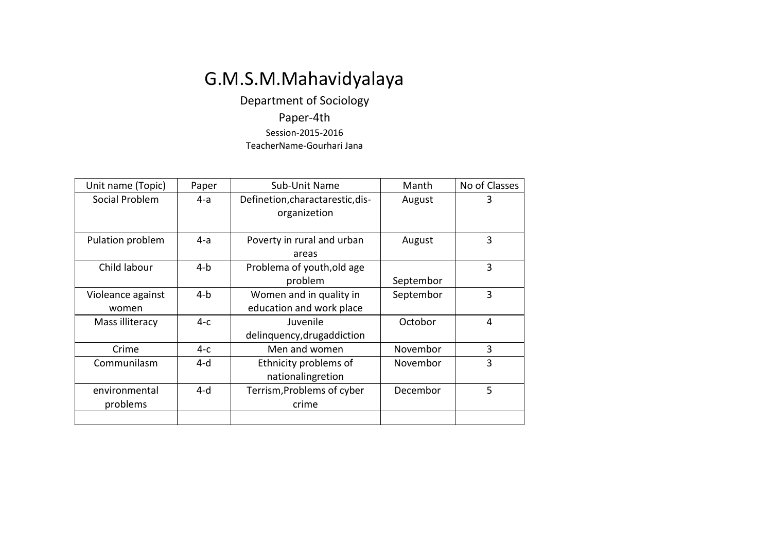# G.M.S.M.Mahavidyalaya

Department of Sociology

Paper-4th

Session-2015-2016

TeacherName-Gourhari Jana

| Unit name (Topic) | Paper | Sub-Unit Name | Manth | No of Classes |
|---|---|---|---|---|
| Social Problem | 4-a | Defination,charactarestic,dis-organizetion | August | 3 |
| Pulation problem | 4-a | Poverty in rural and urban areas | August | 3 |
| Child labour | 4-b | Problema of youth,old age problem | Septembor | 3 |
| Violeance against women | 4-b | Women and in quality in education and work place | Septembor | 3 |
| Mass illiteracy | 4-c | Juvenile delinquency,drugaddiction | Octobor | 4 |
| Crime | 4-c | Men and women | Novembor | 3 |
| Communilasm | 4-d | Ethnicity problems of nationalingretion | Novembor | 3 |
| environmental problems | 4-d | Terrism,Problems of cyber crime | Decembor | 5 |
| | | | | |